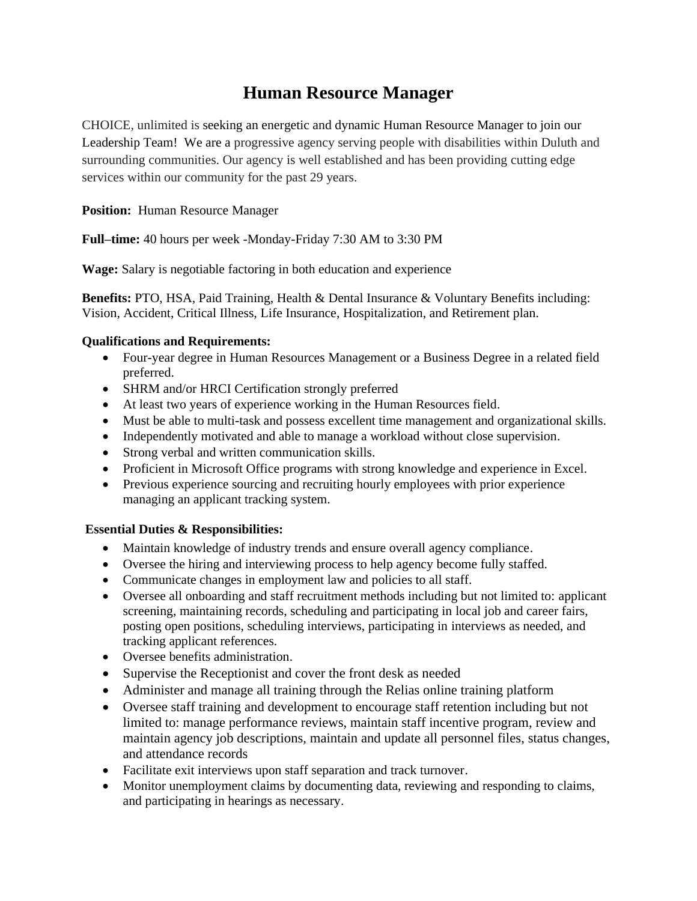# Human Resource Manager

CHOICE, unlimited is seeking an energetic and dynamic Human Resource Manager to join our Leadership Team! We are a progressive agency serving people with disabilities within Duluth and surrounding communities. Our agency is well established and has been providing cutting edge services within our community for the past 29 years.

**Position:** Human Resource Manager

**Full–time:** 40 hours per week -Monday-Friday 7:30 AM to 3:30 PM

**Wage:** Salary is negotiable factoring in both education and experience

**Benefits:** PTO, HSA, Paid Training, Health & Dental Insurance & Voluntary Benefits including: Vision, Accident, Critical Illness, Life Insurance, Hospitalization, and Retirement plan.

**Qualifications and Requirements:**

- Four-year degree in Human Resources Management or a Business Degree in a related field preferred.
- SHRM and/or HRCI Certification strongly preferred
- At least two years of experience working in the Human Resources field.
- Must be able to multi-task and possess excellent time management and organizational skills.
- Independently motivated and able to manage a workload without close supervision.
- Strong verbal and written communication skills.
- Proficient in Microsoft Office programs with strong knowledge and experience in Excel.
- Previous experience sourcing and recruiting hourly employees with prior experience managing an applicant tracking system.

**Essential Duties & Responsibilities:**

- Maintain knowledge of industry trends and ensure overall agency compliance.
- Oversee the hiring and interviewing process to help agency become fully staffed.
- Communicate changes in employment law and policies to all staff.
- Oversee all onboarding and staff recruitment methods including but not limited to: applicant screening, maintaining records, scheduling and participating in local job and career fairs, posting open positions, scheduling interviews, participating in interviews as needed, and tracking applicant references.
- Oversee benefits administration.
- Supervise the Receptionist and cover the front desk as needed
- Administer and manage all training through the Relias online training platform
- Oversee staff training and development to encourage staff retention including but not limited to: manage performance reviews, maintain staff incentive program, review and maintain agency job descriptions, maintain and update all personnel files, status changes, and attendance records
- Facilitate exit interviews upon staff separation and track turnover.
- Monitor unemployment claims by documenting data, reviewing and responding to claims, and participating in hearings as necessary.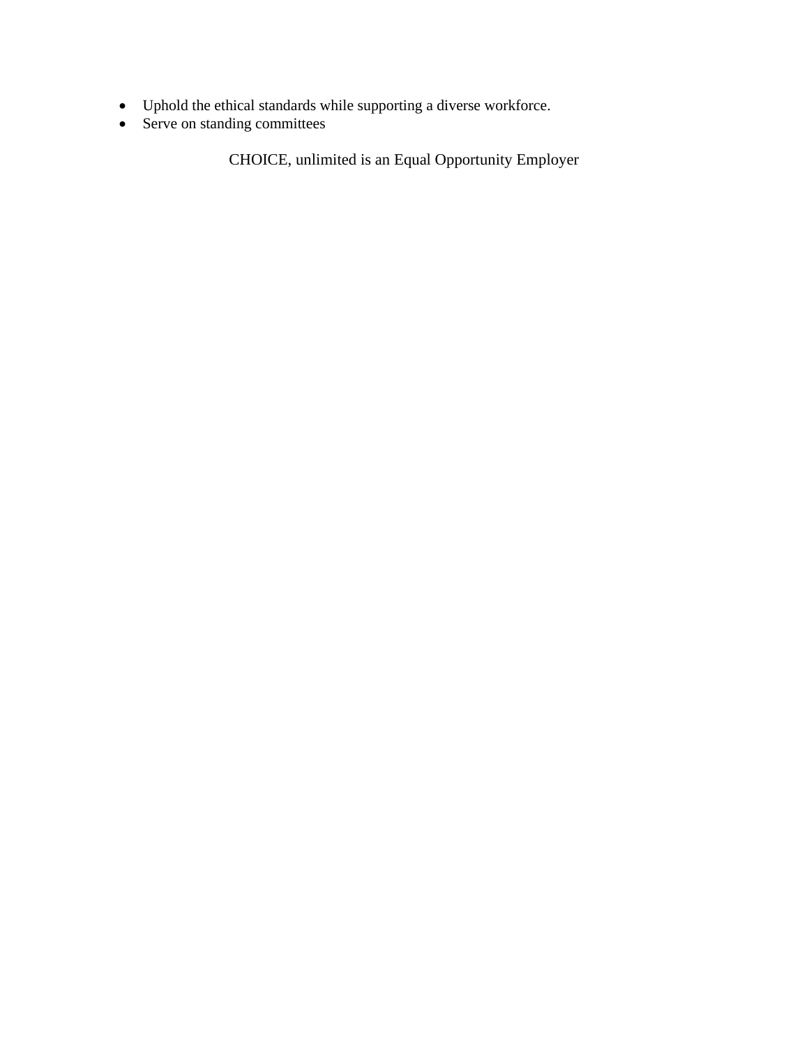- Uphold the ethical standards while supporting a diverse workforce.
- Serve on standing committees

CHOICE, unlimited is an Equal Opportunity Employer